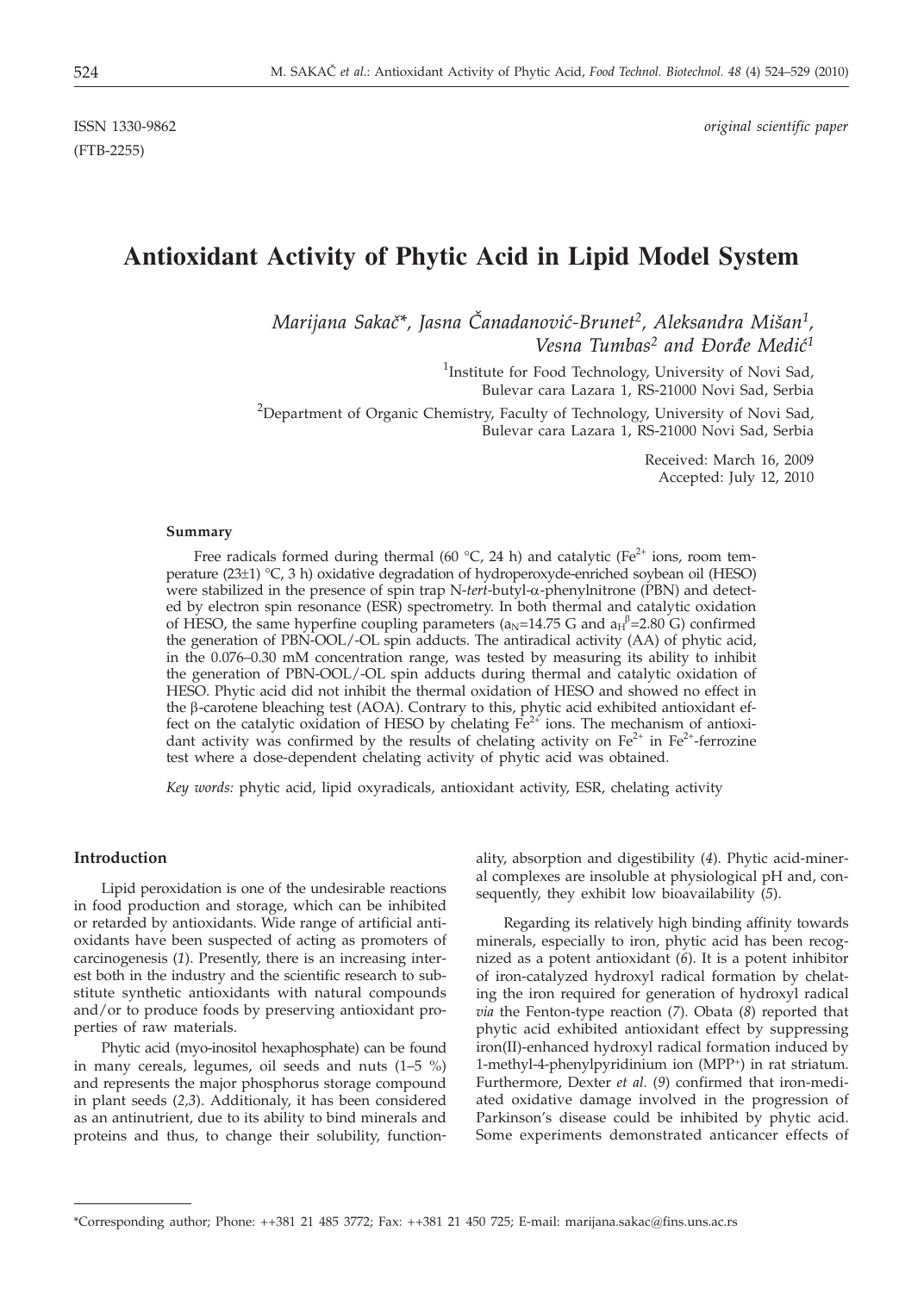ISSN 1330-9862 *original scientific paper*

(FTB-2255)

# Antioxidant Activity of Phytic Acid in Lipid Model System

*Marijana Sakač*\*, *Jasna Čanadanović-Brunet*[2], *Aleksandra Mišan*[1], *Vesna Tumbas*[2] *and Đorđe Medić*[1]

[1]Institute for Food Technology, University of Novi Sad, Bulevar cara Lazara 1, RS-21000 Novi Sad, Serbia

[2]Department of Organic Chemistry, Faculty of Technology, University of Novi Sad, Bulevar cara Lazara 1, RS-21000 Novi Sad, Serbia

Received: March 16, 2009
Accepted: July 12, 2010

#### Summary

Free radicals formed during thermal (60 °C, 24 h) and catalytic ($Fe^{2+}$ ions, room temperature (23±1) °C, 3 h) oxidative degradation of hydroperoxyde-enriched soybean oil (HESO) were stabilized in the presence of spin trap N-*tert*-butyl-α-phenylnitrone (PBN) and detected by electron spin resonance (ESR) spectrometry. In both thermal and catalytic oxidation of HESO, the same hyperfine coupling parameters ($a_N$=14.75 G and $a_H^{\beta}$=2.80 G) confirmed the generation of PBN-OOL/-OL spin adducts. The antiradical activity (AA) of phytic acid, in the 0.076–0.30 mM concentration range, was tested by measuring its ability to inhibit the generation of PBN-OOL/-OL spin adducts during thermal and catalytic oxidation of HESO. Phytic acid did not inhibit the thermal oxidation of HESO and showed no effect in the β-carotene bleaching test (AOA). Contrary to this, phytic acid exhibited antioxidant effect on the catalytic oxidation of HESO by chelating $Fe^{2+}$ ions. The mechanism of antioxidant activity was confirmed by the results of chelating activity on $Fe^{2+}$ in $Fe^{2+}$-ferrozine test where a dose-dependent chelating activity of phytic acid was obtained.

*Key words:* phytic acid, lipid oxyradicals, antioxidant activity, ESR, chelating activity

## Introduction

Lipid peroxidation is one of the undesirable reactions in food production and storage, which can be inhibited or retarded by antioxidants. Wide range of artificial antioxidants have been suspected of acting as promoters of carcinogenesis (*1*). Presently, there is an increasing interest both in the industry and the scientific research to substitute synthetic antioxidants with natural compounds and/or to produce foods by preserving antioxidant properties of raw materials.

Phytic acid (myo-inositol hexaphosphate) can be found in many cereals, legumes, oil seeds and nuts (1–5 %) and represents the major phosphorus storage compound in plant seeds (*2,3*). Additionaly, it has been considered as an antinutrient, due to its ability to bind minerals and proteins and thus, to change their solubility, functionality, absorption and digestibility (*4*). Phytic acid-mineral complexes are insoluble at physiological pH and, consequently, they exhibit low bioavailability (*5*).

Regarding its relatively high binding affinity towards minerals, especially to iron, phytic acid has been recognized as a potent antioxidant (*6*). It is a potent inhibitor of iron-catalyzed hydroxyl radical formation by chelating the iron required for generation of hydroxyl radical *via* the Fenton-type reaction (*7*). Obata (*8*) reported that phytic acid exhibited antioxidant effect by suppressing iron(II)-enhanced hydroxyl radical formation induced by 1-methyl-4-phenylpyridinium ion ($MPP^+$) in rat striatum. Furthermore, Dexter *et al.* (*9*) confirmed that iron-mediated oxidative damage involved in the progression of Parkinson's disease could be inhibited by phytic acid. Some experiments demonstrated anticancer effects of

\*Corresponding author; Phone: ++381 21 485 3772; Fax: ++381 21 450 725; E-mail: marijana.sakac@fins.uns.ac.rs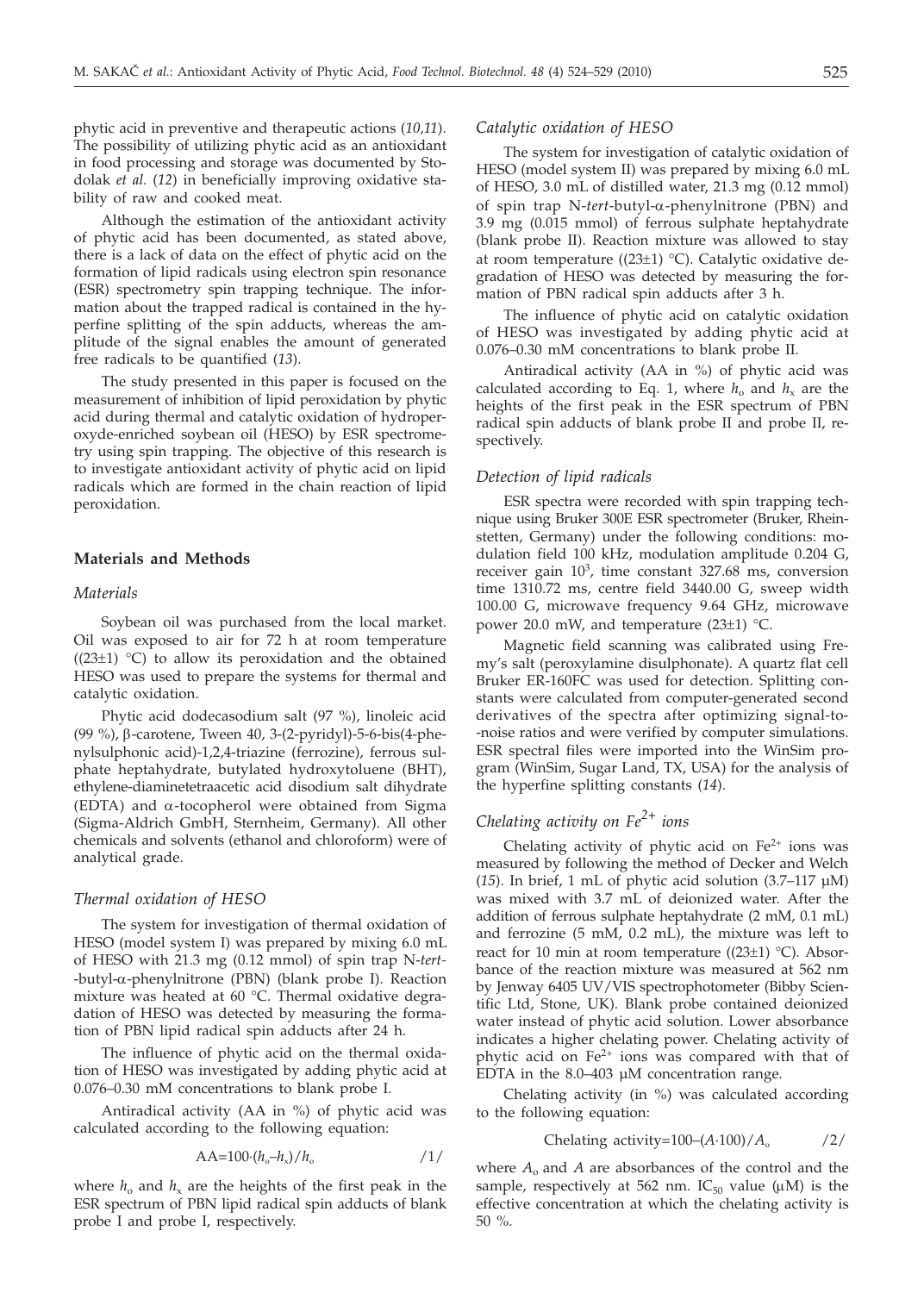phytic acid in preventive and therapeutic actions (*10,11*). The possibility of utilizing phytic acid as an antioxidant in food processing and storage was documented by Stodolak *et al.* (*12*) in beneficially improving oxidative stability of raw and cooked meat.

Although the estimation of the antioxidant activity of phytic acid has been documented, as stated above, there is a lack of data on the effect of phytic acid on the formation of lipid radicals using electron spin resonance (ESR) spectrometry spin trapping technique. The information about the trapped radical is contained in the hyperfine splitting of the spin adducts, whereas the amplitude of the signal enables the amount of generated free radicals to be quantified (*13*).

The study presented in this paper is focused on the measurement of inhibition of lipid peroxidation by phytic acid during thermal and catalytic oxidation of hydroperoxyde-enriched soybean oil (HESO) by ESR spectrometry using spin trapping. The objective of this research is to investigate antioxidant activity of phytic acid on lipid radicals which are formed in the chain reaction of lipid peroxidation.

## Materials and Methods

### *Materials*

Soybean oil was purchased from the local market. Oil was exposed to air for 72 h at room temperature ((23±1) °C) to allow its peroxidation and the obtained HESO was used to prepare the systems for thermal and catalytic oxidation.

Phytic acid dodecasodium salt (97 %), linoleic acid (99 %), β-carotene, Tween 40, 3-(2-pyridyl)-5-6-bis(4-phenylsulphonic acid)-1,2,4-triazine (ferrozine), ferrous sulphate heptahydrate, butylated hydroxytoluene (BHT), ethylene-diaminetetraacetic acid disodium salt dihydrate (EDTA) and α-tocopherol were obtained from Sigma (Sigma-Aldrich GmbH, Sternheim, Germany). All other chemicals and solvents (ethanol and chloroform) were of analytical grade.

### *Thermal oxidation of HESO*

The system for investigation of thermal oxidation of HESO (model system I) was prepared by mixing 6.0 mL of HESO with 21.3 mg (0.12 mmol) of spin trap N-*tert*-butyl-α-phenylnitrone (PBN) (blank probe I). Reaction mixture was heated at 60 °C. Thermal oxidative degradation of HESO was detected by measuring the formation of PBN lipid radical spin adducts after 24 h.

The influence of phytic acid on the thermal oxidation of HESO was investigated by adding phytic acid at 0.076–0.30 mM concentrations to blank probe I.

Antiradical activity (AA in %) of phytic acid was calculated according to the following equation:

$$AA=100\cdot(h_o-h_x)/h_o \qquad /1/$$

where $h_o$ and $h_x$ are the heights of the first peak in the ESR spectrum of PBN lipid radical spin adducts of blank probe I and probe I, respectively.

### *Catalytic oxidation of HESO*

The system for investigation of catalytic oxidation of HESO (model system II) was prepared by mixing 6.0 mL of HESO, 3.0 mL of distilled water, 21.3 mg (0.12 mmol) of spin trap N-*tert*-butyl-α-phenylnitrone (PBN) and 3.9 mg (0.015 mmol) of ferrous sulphate heptahydrate (blank probe II). Reaction mixture was allowed to stay at room temperature ((23±1) °C). Catalytic oxidative degradation of HESO was detected by measuring the formation of PBN radical spin adducts after 3 h.

The influence of phytic acid on catalytic oxidation of HESO was investigated by adding phytic acid at 0.076–0.30 mM concentrations to blank probe II.

Antiradical activity (AA in %) of phytic acid was calculated according to Eq. 1, where $h_o$ and $h_x$ are the heights of the first peak in the ESR spectrum of PBN radical spin adducts of blank probe II and probe II, respectively.

### *Detection of lipid radicals*

ESR spectra were recorded with spin trapping technique using Bruker 300E ESR spectrometer (Bruker, Rheinstetten, Germany) under the following conditions: modulation field 100 kHz, modulation amplitude 0.204 G, receiver gain $10^3$, time constant 327.68 ms, conversion time 1310.72 ms, centre field 3440.00 G, sweep width 100.00 G, microwave frequency 9.64 GHz, microwave power 20.0 mW, and temperature (23±1) °C.

Magnetic field scanning was calibrated using Fremy's salt (peroxylamine disulphonate). A quartz flat cell Bruker ER-160FC was used for detection. Splitting constants were calculated from computer-generated second derivatives of the spectra after optimizing signal-to-noise ratios and were verified by computer simulations. ESR spectral files were imported into the WinSim program (WinSim, Sugar Land, TX, USA) for the analysis of the hyperfine splitting constants (*14*).

### *Chelating activity on $Fe^{2+}$ ions*

Chelating activity of phytic acid on $Fe^{2+}$ ions was measured by following the method of Decker and Welch (*15*). In brief, 1 mL of phytic acid solution (3.7–117 μM) was mixed with 3.7 mL of deionized water. After the addition of ferrous sulphate heptahydrate (2 mM, 0.1 mL) and ferrozine (5 mM, 0.2 mL), the mixture was left to react for 10 min at room temperature ((23±1) °C). Absorbance of the reaction mixture was measured at 562 nm by Jenway 6405 UV/VIS spectrophotometer (Bibby Scientific Ltd, Stone, UK). Blank probe contained deionized water instead of phytic acid solution. Lower absorbance indicates a higher chelating power. Chelating activity of phytic acid on $Fe^{2+}$ ions was compared with that of EDTA in the 8.0–403 μM concentration range.

Chelating activity (in %) was calculated according to the following equation:

$$\text{Chelating activity}=100-(A\cdot 100)/A_o \qquad /2/$$

where $A_o$ and $A$ are absorbances of the control and the sample, respectively at 562 nm. $IC_{50}$ value (μM) is the effective concentration at which the chelating activity is 50 %.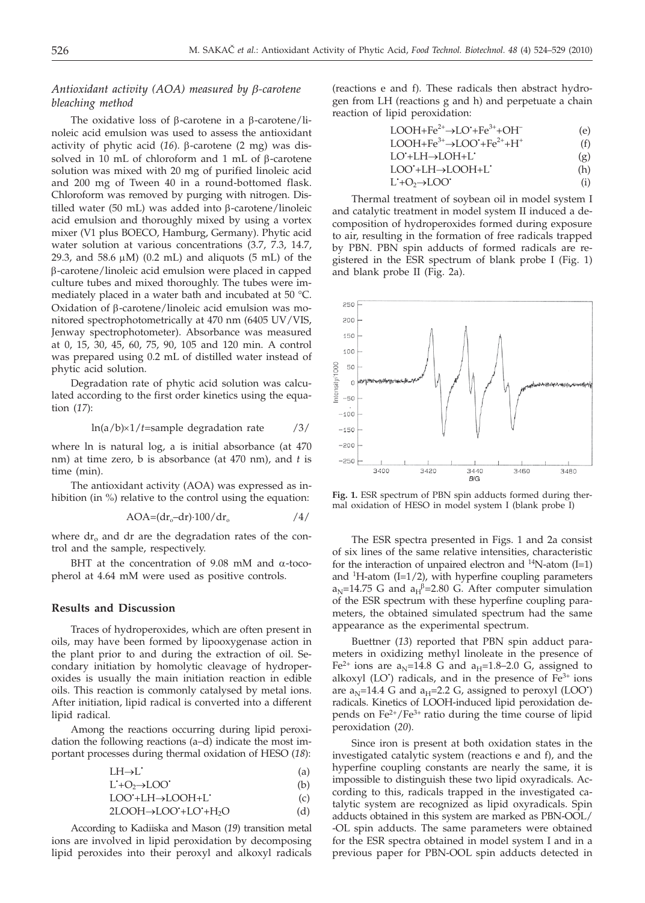### *Antioxidant activity (AOA) measured by β-carotene bleaching method*

The oxidative loss of β-carotene in a β-carotene/linoleic acid emulsion was used to assess the antioxidant activity of phytic acid (*16*). β-carotene (2 mg) was dissolved in 10 mL of chloroform and 1 mL of β-carotene solution was mixed with 20 mg of purified linoleic acid and 200 mg of Tween 40 in a round-bottomed flask. Chloroform was removed by purging with nitrogen. Distilled water (50 mL) was added into β-carotene/linoleic acid emulsion and thoroughly mixed by using a vortex mixer (V1 plus BOECO, Hamburg, Germany). Phytic acid water solution at various concentrations (3.7, 7.3, 14.7, 29.3, and 58.6 μM) (0.2 mL) and aliquots (5 mL) of the β-carotene/linoleic acid emulsion were placed in capped culture tubes and mixed thoroughly. The tubes were immediately placed in a water bath and incubated at 50 °C. Oxidation of β-carotene/linoleic acid emulsion was monitored spectrophotometrically at 470 nm (6405 UV/VIS, Jenway spectrophotometer). Absorbance was measured at 0, 15, 30, 45, 60, 75, 90, 105 and 120 min. A control was prepared using 0.2 mL of distilled water instead of phytic acid solution.

Degradation rate of phytic acid solution was calculated according to the first order kinetics using the equation (*17*):

$$\ln(a/b)\times 1/t = \text{sample degradation rate} \qquad /3/$$

where ln is natural log, a is initial absorbance (at 470 nm) at time zero, b is absorbance (at 470 nm), and $t$ is time (min).

The antioxidant activity (AOA) was expressed as inhibition (in %) relative to the control using the equation:

$$\text{AOA}=(\text{dr}_o-\text{dr})\cdot 100/\text{dr}_o \qquad /4/$$

where $\text{dr}_o$ and dr are the degradation rates of the control and the sample, respectively.

BHT at the concentration of 9.08 mM and α-tocopherol at 4.64 mM were used as positive controls.

## Results and Discussion

Traces of hydroperoxides, which are often present in oils, may have been formed by lipooxygenase action in the plant prior to and during the extraction of oil. Secondary initiation by homolytic cleavage of hydroperoxides is usually the main initiation reaction in edible oils. This reaction is commonly catalysed by metal ions. After initiation, lipid radical is converted into a different lipid radical.

Among the reactions occurring during lipid peroxidation the following reactions (a–d) indicate the most important processes during thermal oxidation of HESO (*18*):

$$\text{LH}\rightarrow\text{L}^{\bullet} \qquad \text{(a)}$$

$$\text{L}^{\bullet}+\text{O}_2\rightarrow\text{LOO}^{\bullet} \qquad \text{(b)}$$

$$\text{LOO}^{\bullet}+\text{LH}\rightarrow\text{LOOH}+\text{L}^{\bullet} \qquad \text{(c)}$$

$$2\text{LOOH}\rightarrow\text{LOO}^{\bullet}+\text{LO}^{\bullet}+\text{H}_2\text{O} \qquad \text{(d)}$$

According to Kadiiska and Mason (*19*) transition metal ions are involved in lipid peroxidation by decomposing lipid peroxides into their peroxyl and alkoxyl radicals (reactions e and f). These radicals then abstract hydrogen from LH (reactions g and h) and perpetuate a chain reaction of lipid peroxidation:

$$\text{LOOH}+\text{Fe}^{2+}\rightarrow\text{LO}^{\bullet}+\text{Fe}^{3+}+\text{OH}^{-} \qquad \text{(e)}$$

$$\text{LOOH}+\text{Fe}^{3+}\rightarrow\text{LOO}^{\bullet}+\text{Fe}^{2+}+\text{H}^{+} \qquad \text{(f)}$$

$$\text{LO}^{\bullet}+\text{LH}\rightarrow\text{LOH}+\text{L}^{\bullet} \qquad \text{(g)}$$

$$\text{LOO}^{\bullet}+\text{LH}\rightarrow\text{LOOH}+\text{L}^{\bullet} \qquad \text{(h)}$$

$$\text{L}^{\bullet}+\text{O}_2\rightarrow\text{LOO}^{\bullet} \qquad \text{(i)}$$

Thermal treatment of soybean oil in model system I and catalytic treatment in model system II induced a decomposition of hydroperoxides formed during exposure to air, resulting in the formation of free radicals trapped by PBN. PBN spin adducts of formed radicals are registered in the ESR spectrum of blank probe I (Fig. 1) and blank probe II (Fig. 2a).

**Fig. 1.** ESR spectrum of PBN spin adducts formed during thermal oxidation of HESO in model system I (blank probe I)

The ESR spectra presented in Figs. 1 and 2a consist of six lines of the same relative intensities, characteristic for the interaction of unpaired electron and $^{14}$N-atom (I=1) and $^{1}$H-atom (I=1/2), with hyperfine coupling parameters $a_N$=14.75 G and $a_H^{\beta}$=2.80 G. After computer simulation of the ESR spectrum with these hyperfine coupling parameters, the obtained simulated spectrum had the same appearance as the experimental spectrum.

Buettner (*13*) reported that PBN spin adduct parameters in oxidizing methyl linoleate in the presence of $Fe^{2+}$ ions are $a_N$=14.8 G and $a_H$=1.8–2.0 G, assigned to alkoxyl ($LO^{\bullet}$) radicals, and in the presence of $Fe^{3+}$ ions are $a_N$=14.4 G and $a_H$=2.2 G, assigned to peroxyl ($LOO^{\bullet}$) radicals. Kinetics of LOOH-induced lipid peroxidation depends on $Fe^{2+}/Fe^{3+}$ ratio during the time course of lipid peroxidation (*20*).

Since iron is present at both oxidation states in the investigated catalytic system (reactions e and f), and the hyperfine coupling constants are nearly the same, it is impossible to distinguish these two lipid oxyradicals. According to this, radicals trapped in the investigated catalytic system are recognized as lipid oxyradicals. Spin adducts obtained in this system are marked as PBN-OOL/-OL spin adducts. The same parameters were obtained for the ESR spectra obtained in model system I and in a previous paper for PBN-OOL spin adducts detected in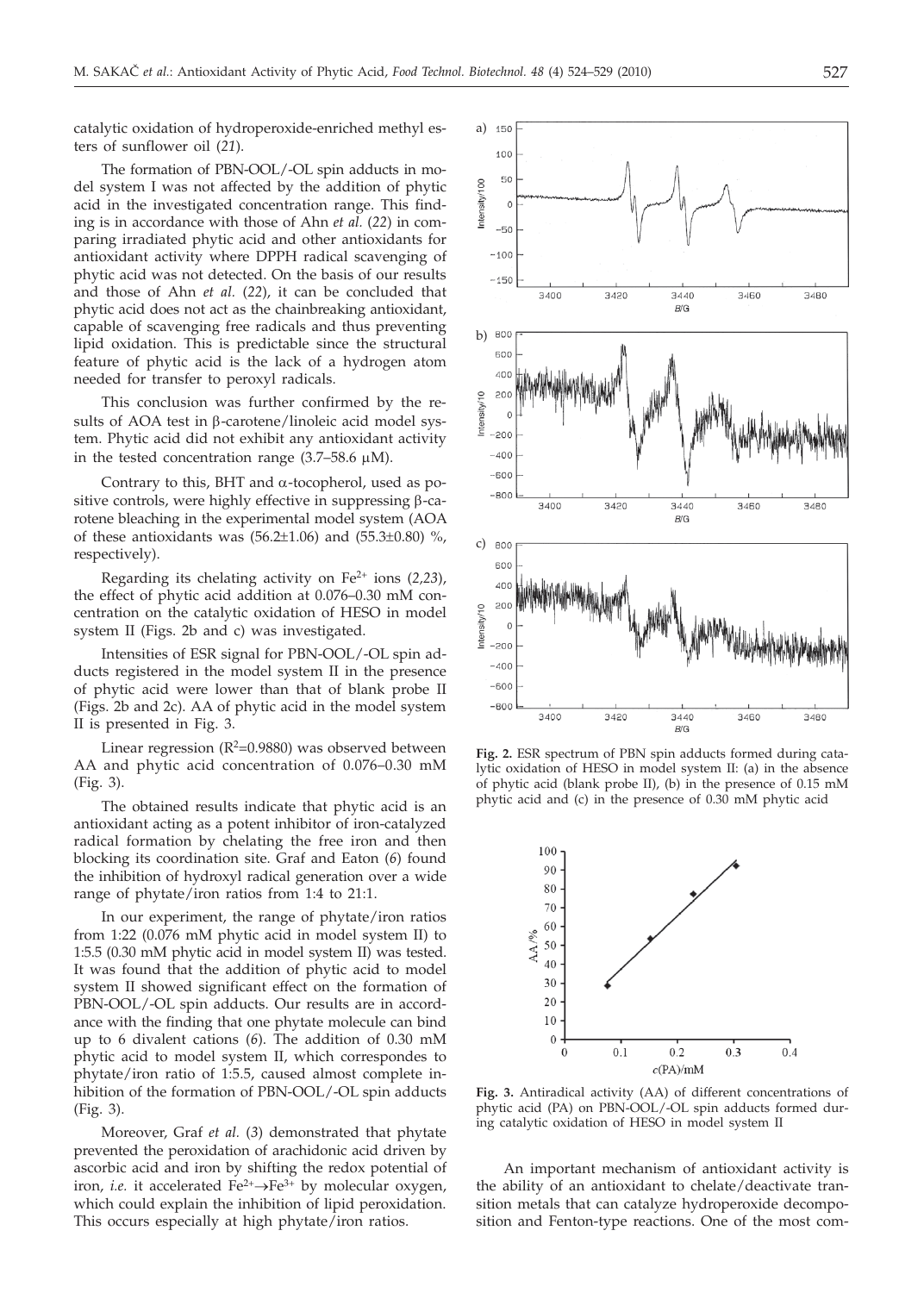catalytic oxidation of hydroperoxide-enriched methyl esters of sunflower oil (*21*).

The formation of PBN-OOL/-OL spin adducts in model system I was not affected by the addition of phytic acid in the investigated concentration range. This finding is in accordance with those of Ahn *et al.* (*22*) in comparing irradiated phytic acid and other antioxidants for antioxidant activity where DPPH radical scavenging of phytic acid was not detected. On the basis of our results and those of Ahn *et al.* (*22*), it can be concluded that phytic acid does not act as the chainbreaking antioxidant, capable of scavenging free radicals and thus preventing lipid oxidation. This is predictable since the structural feature of phytic acid is the lack of a hydrogen atom needed for transfer to peroxyl radicals.

This conclusion was further confirmed by the results of AOA test in β-carotene/linoleic acid model system. Phytic acid did not exhibit any antioxidant activity in the tested concentration range (3.7–58.6 μM).

Contrary to this, BHT and α-tocopherol, used as positive controls, were highly effective in suppressing β-carotene bleaching in the experimental model system (AOA of these antioxidants was (56.2±1.06) and (55.3±0.80) %, respectively).

Regarding its chelating activity on $Fe^{2+}$ ions (*2,23*), the effect of phytic acid addition at 0.076–0.30 mM concentration on the catalytic oxidation of HESO in model system II (Figs. 2b and c) was investigated.

Intensities of ESR signal for PBN-OOL/-OL spin adducts registered in the model system II in the presence of phytic acid were lower than that of blank probe II (Figs. 2b and 2c). AA of phytic acid in the model system II is presented in Fig. 3.

Linear regression ($R^2$=0.9880) was observed between AA and phytic acid concentration of 0.076–0.30 mM (Fig. 3).

The obtained results indicate that phytic acid is an antioxidant acting as a potent inhibitor of iron-catalyzed radical formation by chelating the free iron and then blocking its coordination site. Graf and Eaton (*6*) found the inhibition of hydroxyl radical generation over a wide range of phytate/iron ratios from 1:4 to 21:1.

In our experiment, the range of phytate/iron ratios from 1:22 (0.076 mM phytic acid in model system II) to 1:5.5 (0.30 mM phytic acid in model system II) was tested. It was found that the addition of phytic acid to model system II showed significant effect on the formation of PBN-OOL/-OL spin adducts. Our results are in accordance with the finding that one phytate molecule can bind up to 6 divalent cations (*6*). The addition of 0.30 mM phytic acid to model system II, which correspondes to phytate/iron ratio of 1:5.5, caused almost complete inhibition of the formation of PBN-OOL/-OL spin adducts (Fig. 3).

Moreover, Graf *et al.* (*3*) demonstrated that phytate prevented the peroxidation of arachidonic acid driven by ascorbic acid and iron by shifting the redox potential of iron, *i.e.* it accelerated $Fe^{2+} \rightarrow Fe^{3+}$ by molecular oxygen, which could explain the inhibition of lipid peroxidation. This occurs especially at high phytate/iron ratios.

**Fig. 2.** ESR spectrum of PBN spin adducts formed during catalytic oxidation of HESO in model system II: (a) in the absence of phytic acid (blank probe II), (b) in the presence of 0.15 mM phytic acid and (c) in the presence of 0.30 mM phytic acid

**Fig. 3.** Antiradical activity (AA) of different concentrations of phytic acid (PA) on PBN-OOL/-OL spin adducts formed during catalytic oxidation of HESO in model system II

An important mechanism of antioxidant activity is the ability of an antioxidant to chelate/deactivate transition metals that can catalyze hydroperoxide decomposition and Fenton-type reactions. One of the most com-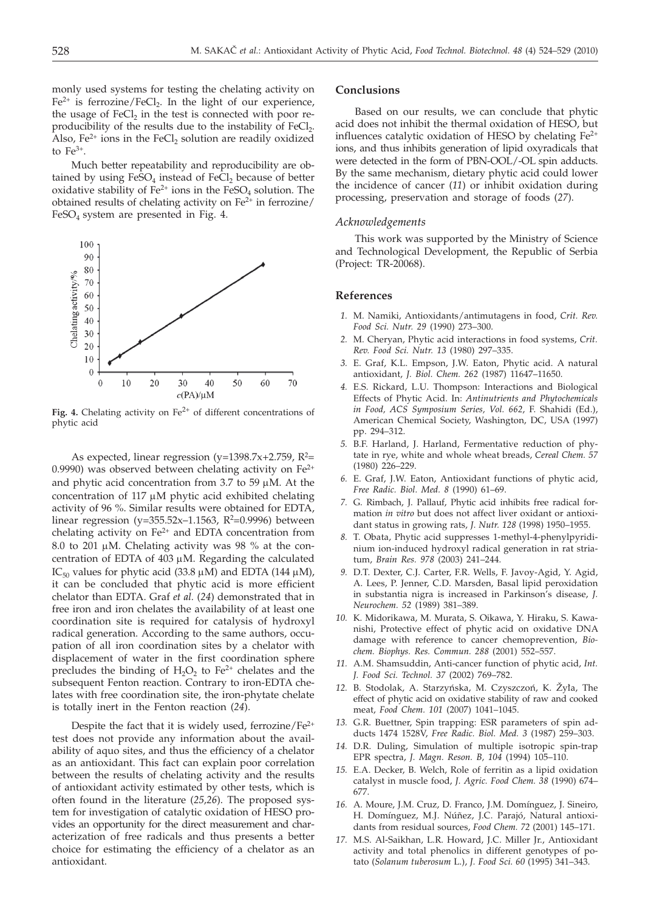monly used systems for testing the chelating activity on $Fe^{2+}$ is ferrozine/$FeCl_2$. In the light of our experience, the usage of $FeCl_2$ in the test is connected with poor reproducibility of the results due to the instability of $FeCl_2$. Also, $Fe^{2+}$ ions in the $FeCl_2$ solution are readily oxidized to $Fe^{3+}$.

Much better repeatability and reproducibility are obtained by using $FeSO_4$ instead of $FeCl_2$ because of better oxidative stability of $Fe^{2+}$ ions in the $FeSO_4$ solution. The obtained results of chelating activity on $Fe^{2+}$ in ferrozine/$FeSO_4$ system are presented in Fig. 4.

**Fig. 4.** Chelating activity on $Fe^{2+}$ of different concentrations of phytic acid

As expected, linear regression (y=1398.7x+2.759, $R^2$=0.9990) was observed between chelating activity on $Fe^{2+}$ and phytic acid concentration from 3.7 to 59 μM. At the concentration of 117 μM phytic acid exhibited chelating activity of 96 %. Similar results were obtained for EDTA, linear regression (y=355.52x–1.1563, $R^2$=0.9996) between chelating activity on $Fe^{2+}$ and EDTA concentration from 8.0 to 201 μM. Chelating activity was 98 % at the concentration of EDTA of 403 μM. Regarding the calculated $IC_{50}$ values for phytic acid (33.8 μM) and EDTA (144 μM), it can be concluded that phytic acid is more efficient chelator than EDTA. Graf *et al.* (*24*) demonstrated that in free iron and iron chelates the availability of at least one coordination site is required for catalysis of hydroxyl radical generation. According to the same authors, occupation of all iron coordination sites by a chelator with displacement of water in the first coordination sphere precludes the binding of $H_2O_2$ to $Fe^{2+}$ chelates and the subsequent Fenton reaction. Contrary to iron-EDTA chelates with free coordination site, the iron-phytate chelate is totally inert in the Fenton reaction (*24*).

Despite the fact that it is widely used, ferrozine/$Fe^{2+}$ test does not provide any information about the availability of aquo sites, and thus the efficiency of a chelator as an antioxidant. This fact can explain poor correlation between the results of chelating activity and the results of antioxidant activity estimated by other tests, which is often found in the literature (*25,26*). The proposed system for investigation of catalytic oxidation of HESO provides an opportunity for the direct measurement and characterization of free radicals and thus presents a better choice for estimating the efficiency of a chelator as an antioxidant.

## Conclusions

Based on our results, we can conclude that phytic acid does not inhibit the thermal oxidation of HESO, but influences catalytic oxidation of HESO by chelating $Fe^{2+}$ ions, and thus inhibits generation of lipid oxyradicals that were detected in the form of PBN-OOL/-OL spin adducts. By the same mechanism, dietary phytic acid could lower the incidence of cancer (*11*) or inhibit oxidation during processing, preservation and storage of foods (*27*).

### *Acknowledgements*

This work was supported by the Ministry of Science and Technological Development, the Republic of Serbia (Project: TR-20068).

## References

1. M. Namiki, Antioxidants/antimutagens in food, *Crit. Rev. Food Sci. Nutr. 29* (1990) 273–300.
2. M. Cheryan, Phytic acid interactions in food systems, *Crit. Rev. Food Sci. Nutr. 13* (1980) 297–335.
3. E. Graf, K.L. Empson, J.W. Eaton, Phytic acid. A natural antioxidant, *J. Biol. Chem. 262* (1987) 11647–11650.
4. E.S. Rickard, L.U. Thompson: Interactions and Biological Effects of Phytic Acid. In: *Antinutrients and Phytochemicals in Food, ACS Symposium Series, Vol. 662*, F. Shahidi (Ed.), American Chemical Society, Washington, DC, USA (1997) pp. 294–312.
5. B.F. Harland, J. Harland, Fermentative reduction of phytate in rye, white and whole wheat breads, *Cereal Chem. 57* (1980) 226–229.
6. E. Graf, J.W. Eaton, Antioxidant functions of phytic acid, *Free Radic. Biol. Med. 8* (1990) 61–69.
7. G. Rimbach, J. Pallauf, Phytic acid inhibits free radical formation *in vitro* but does not affect liver oxidant or antioxidant status in growing rats, *J. Nutr. 128* (1998) 1950–1955.
8. T. Obata, Phytic acid suppresses 1-methyl-4-phenylpyridinium ion-induced hydroxyl radical generation in rat striatum, *Brain Res. 978* (2003) 241–244.
9. D.T. Dexter, C.J. Carter, F.R. Wells, F. Javoy-Agid, Y. Agid, A. Lees, P. Jenner, C.D. Marsden, Basal lipid peroxidation in substantia nigra is increased in Parkinson's disease, *J. Neurochem. 52* (1989) 381–389.
10. K. Midorikawa, M. Murata, S. Oikawa, Y. Hiraku, S. Kawanishi, Protective effect of phytic acid on oxidative DNA damage with reference to cancer chemoprevention, *Biochem. Biophys. Res. Commun. 288* (2001) 552–557.
11. A.M. Shamsuddin, Anti-cancer function of phytic acid, *Int. J. Food Sci. Technol. 37* (2002) 769–782.
12. B. Stodolak, A. Starzyńska, M. Czyszczoń, K. Żyła, The effect of phytic acid on oxidative stability of raw and cooked meat, *Food Chem. 101* (2007) 1041–1045.
13. G.R. Buettner, Spin trapping: ESR parameters of spin adducts 1474 1528V, *Free Radic. Biol. Med. 3* (1987) 259–303.
14. D.R. Duling, Simulation of multiple isotropic spin-trap EPR spectra, *J. Magn. Reson. B, 104* (1994) 105–110.
15. E.A. Decker, B. Welch, Role of ferritin as a lipid oxidation catalyst in muscle food, *J. Agric. Food Chem. 38* (1990) 674–677.
16. A. Moure, J.M. Cruz, D. Franco, J.M. Domínguez, J. Sineiro, H. Domínguez, M.J. Núñez, J.C. Parajó, Natural antioxidants from residual sources, *Food Chem. 72* (2001) 145–171.
17. M.S. Al-Saikhan, L.R. Howard, J.C. Miller Jr., Antioxidant activity and total phenolics in different genotypes of potato (*Solanum tuberosum* L.), *J. Food Sci. 60* (1995) 341–343.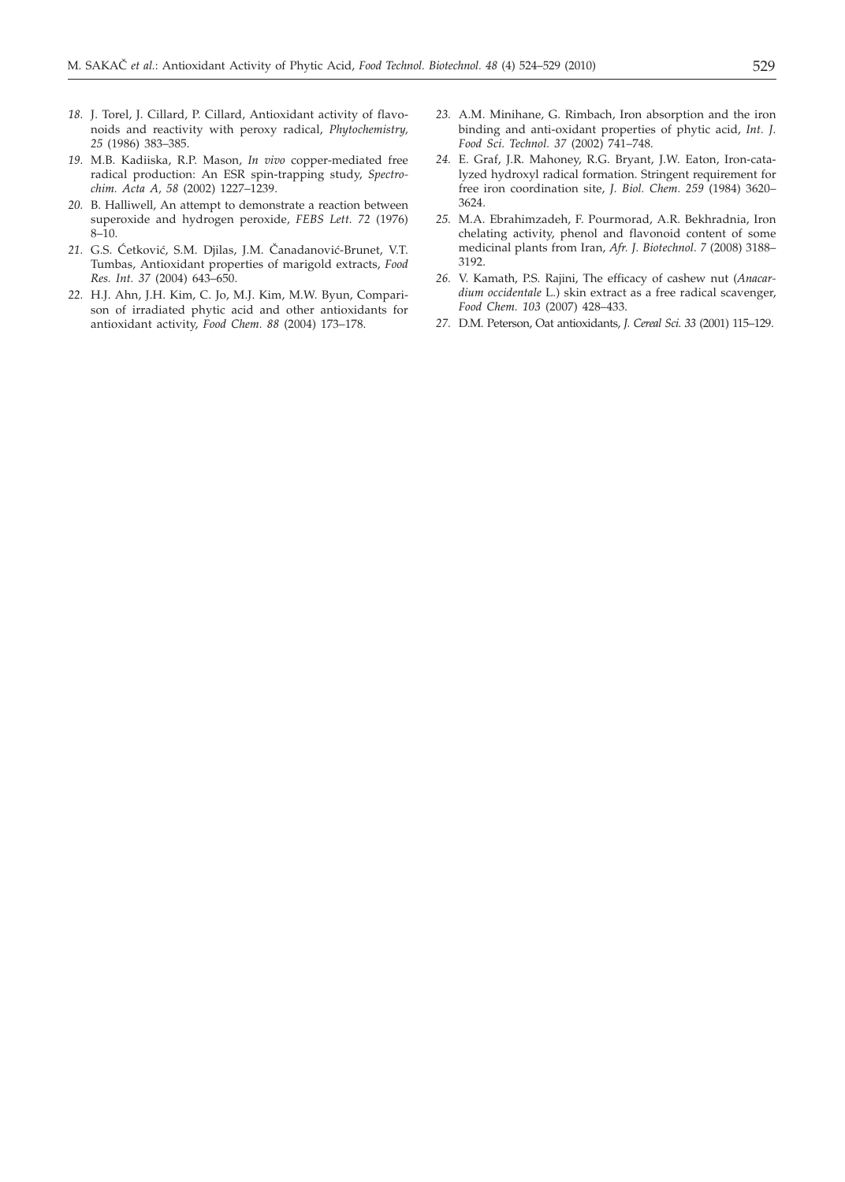18. J. Torel, J. Cillard, P. Cillard, Antioxidant activity of flavonoids and reactivity with peroxy radical, *Phytochemistry, 25* (1986) 383–385.

19. M.B. Kadiiska, R.P. Mason, *In vivo* copper-mediated free radical production: An ESR spin-trapping study, *Spectrochim. Acta A, 58* (2002) 1227–1239.

20. B. Halliwell, An attempt to demonstrate a reaction between superoxide and hydrogen peroxide, *FEBS Lett. 72* (1976) 8–10.

21. G.S. Ćetković, S.M. Djilas, J.M. Čanadanović-Brunet, V.T. Tumbas, Antioxidant properties of marigold extracts, *Food Res. Int. 37* (2004) 643–650.

22. H.J. Ahn, J.H. Kim, C. Jo, M.J. Kim, M.W. Byun, Comparison of irradiated phytic acid and other antioxidants for antioxidant activity, *Food Chem. 88* (2004) 173–178.

23. A.M. Minihane, G. Rimbach, Iron absorption and the iron binding and anti-oxidant properties of phytic acid, *Int. J. Food Sci. Technol. 37* (2002) 741–748.

24. E. Graf, J.R. Mahoney, R.G. Bryant, J.W. Eaton, Iron-catalyzed hydroxyl radical formation. Stringent requirement for free iron coordination site, *J. Biol. Chem. 259* (1984) 3620–3624.

25. M.A. Ebrahimzadeh, F. Pourmorad, A.R. Bekhradnia, Iron chelating activity, phenol and flavonoid content of some medicinal plants from Iran, *Afr. J. Biotechnol. 7* (2008) 3188–3192.

26. V. Kamath, P.S. Rajini, The efficacy of cashew nut (*Anacardium occidentale* L.) skin extract as a free radical scavenger, *Food Chem. 103* (2007) 428–433.

27. D.M. Peterson, Oat antioxidants, *J. Cereal Sci. 33* (2001) 115–129.